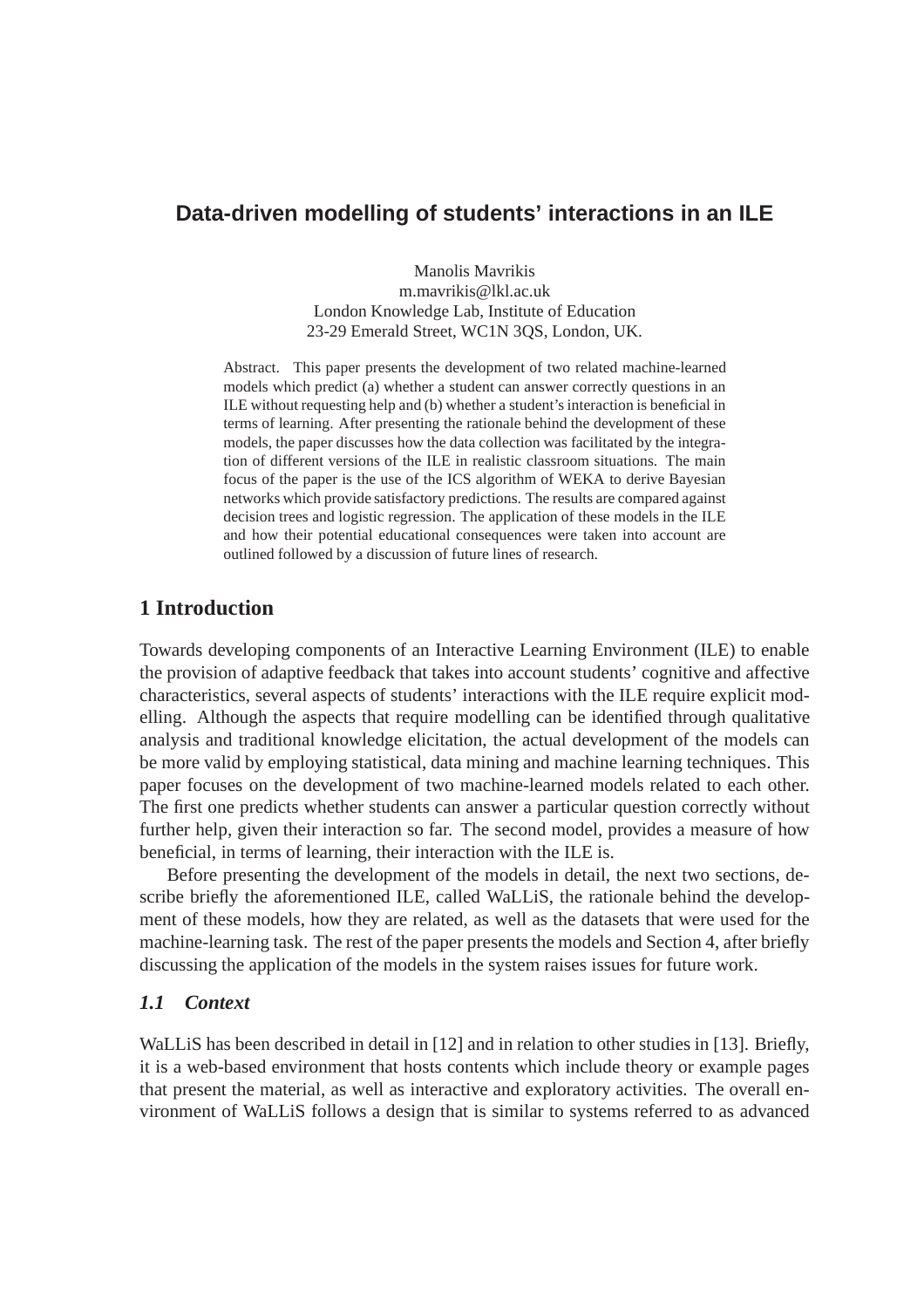# Data-driven modelling of students' interactions in an ILE

Manolis Mavrikis  
m.mavrikis@lkl.ac.uk  
London Knowledge Lab, Institute of Education  
23-29 Emerald Street, WC1N 3QS, London, UK.

Abstract. This paper presents the development of two related machine-learned models which predict (a) whether a student can answer correctly questions in an ILE without requesting help and (b) whether a student's interaction is beneficial in terms of learning. After presenting the rationale behind the development of these models, the paper discusses how the data collection was facilitated by the integration of different versions of the ILE in realistic classroom situations. The main focus of the paper is the use of the ICS algorithm of WEKA to derive Bayesian networks which provide satisfactory predictions. The results are compared against decision trees and logistic regression. The application of these models in the ILE and how their potential educational consequences were taken into account are outlined followed by a discussion of future lines of research.

## 1 Introduction

Towards developing components of an Interactive Learning Environment (ILE) to enable the provision of adaptive feedback that takes into account students' cognitive and affective characteristics, several aspects of students' interactions with the ILE require explicit modelling. Although the aspects that require modelling can be identified through qualitative analysis and traditional knowledge elicitation, the actual development of the models can be more valid by employing statistical, data mining and machine learning techniques. This paper focuses on the development of two machine-learned models related to each other. The first one predicts whether students can answer a particular question correctly without further help, given their interaction so far. The second model, provides a measure of how beneficial, in terms of learning, their interaction with the ILE is.

Before presenting the development of the models in detail, the next two sections, describe briefly the aforementioned ILE, called WaLLiS, the rationale behind the development of these models, how they are related, as well as the datasets that were used for the machine-learning task. The rest of the paper presents the models and Section 4, after briefly discussing the application of the models in the system raises issues for future work.

### *1.1 Context*

WaLLiS has been described in detail in [12] and in relation to other studies in [13]. Briefly, it is a web-based environment that hosts contents which include theory or example pages that present the material, as well as interactive and exploratory activities. The overall environment of WaLLiS follows a design that is similar to systems referred to as advanced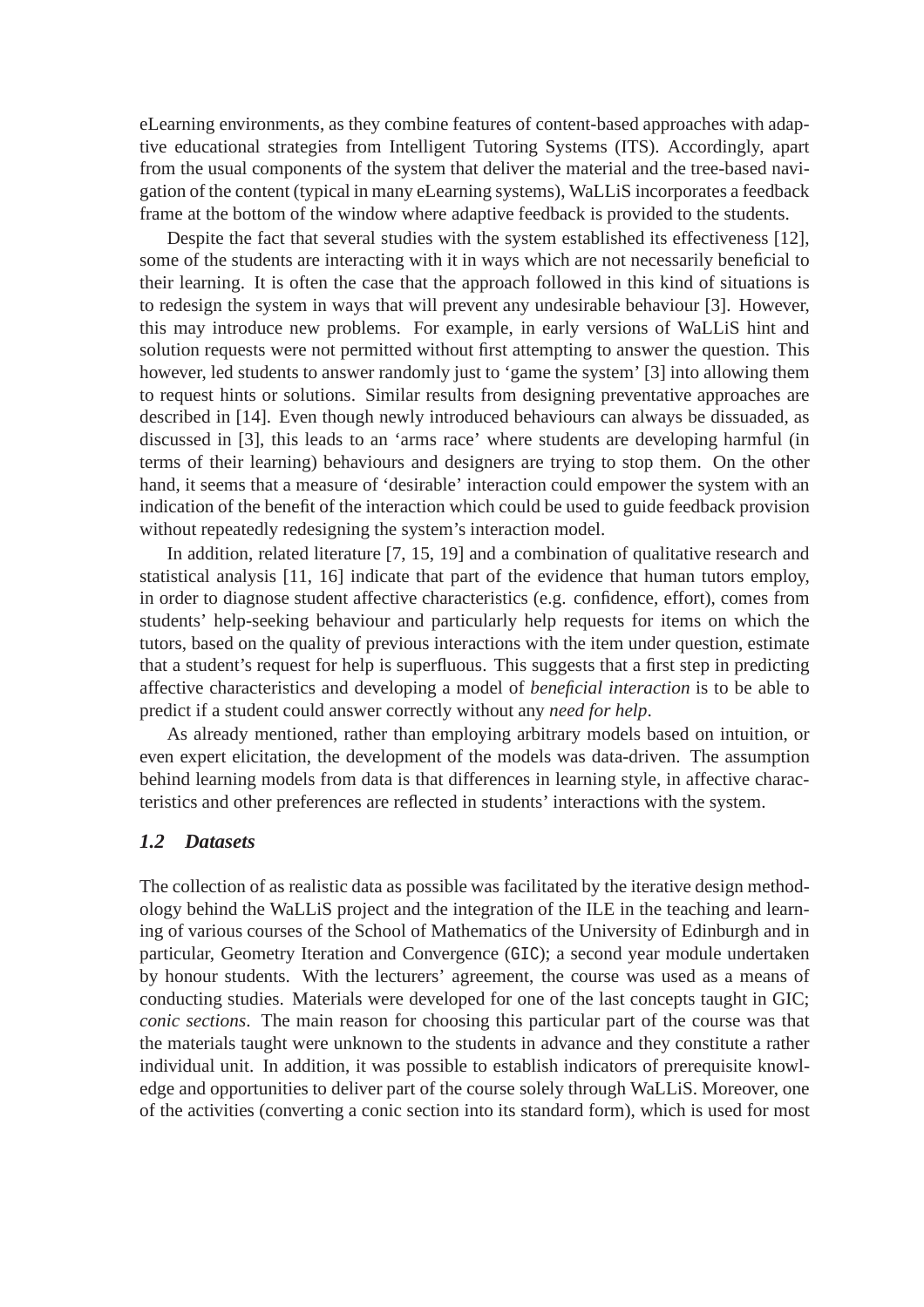eLearning environments, as they combine features of content-based approaches with adaptive educational strategies from Intelligent Tutoring Systems (ITS). Accordingly, apart from the usual components of the system that deliver the material and the tree-based navigation of the content (typical in many eLearning systems), WaLLiS incorporates a feedback frame at the bottom of the window where adaptive feedback is provided to the students.

Despite the fact that several studies with the system established its effectiveness [12], some of the students are interacting with it in ways which are not necessarily beneficial to their learning. It is often the case that the approach followed in this kind of situations is to redesign the system in ways that will prevent any undesirable behaviour [3]. However, this may introduce new problems. For example, in early versions of WaLLiS hint and solution requests were not permitted without first attempting to answer the question. This however, led students to answer randomly just to 'game the system' [3] into allowing them to request hints or solutions. Similar results from designing preventative approaches are described in [14]. Even though newly introduced behaviours can always be dissuaded, as discussed in [3], this leads to an 'arms race' where students are developing harmful (in terms of their learning) behaviours and designers are trying to stop them. On the other hand, it seems that a measure of 'desirable' interaction could empower the system with an indication of the benefit of the interaction which could be used to guide feedback provision without repeatedly redesigning the system's interaction model.

In addition, related literature [7, 15, 19] and a combination of qualitative research and statistical analysis [11, 16] indicate that part of the evidence that human tutors employ, in order to diagnose student affective characteristics (e.g. confidence, effort), comes from students' help-seeking behaviour and particularly help requests for items on which the tutors, based on the quality of previous interactions with the item under question, estimate that a student's request for help is superfluous. This suggests that a first step in predicting affective characteristics and developing a model of *beneficial interaction* is to be able to predict if a student could answer correctly without any *need for help*.

As already mentioned, rather than employing arbitrary models based on intuition, or even expert elicitation, the development of the models was data-driven. The assumption behind learning models from data is that differences in learning style, in affective characteristics and other preferences are reflected in students' interactions with the system.

### *1.2 Datasets*

The collection of as realistic data as possible was facilitated by the iterative design methodology behind the WaLLiS project and the integration of the ILE in the teaching and learning of various courses of the School of Mathematics of the University of Edinburgh and in particular, Geometry Iteration and Convergence (`GIC`); a second year module undertaken by honour students. With the lecturers' agreement, the course was used as a means of conducting studies. Materials were developed for one of the last concepts taught in GIC; *conic sections*. The main reason for choosing this particular part of the course was that the materials taught were unknown to the students in advance and they constitute a rather individual unit. In addition, it was possible to establish indicators of prerequisite knowledge and opportunities to deliver part of the course solely through WaLLiS. Moreover, one of the activities (converting a conic section into its standard form), which is used for most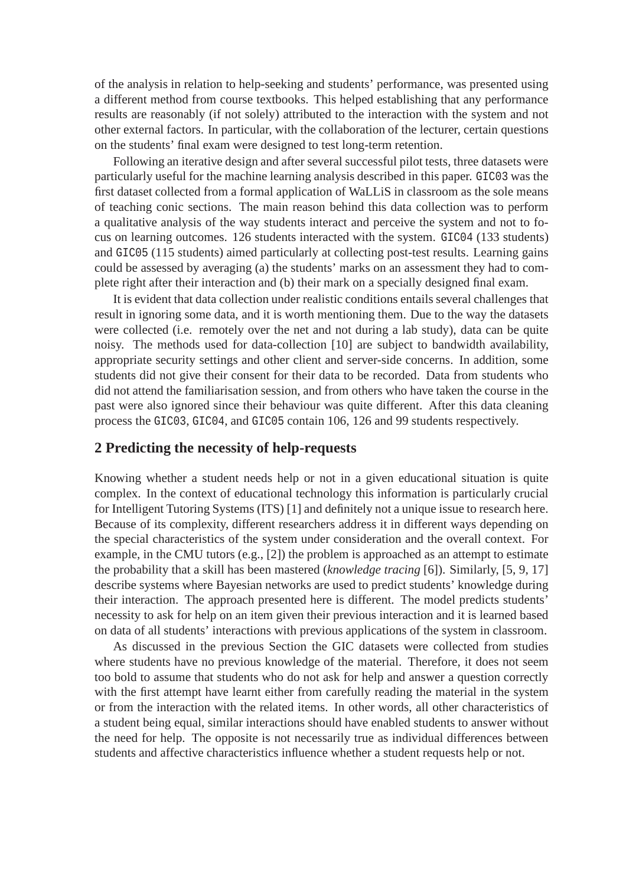of the analysis in relation to help-seeking and students' performance, was presented using a different method from course textbooks. This helped establishing that any performance results are reasonably (if not solely) attributed to the interaction with the system and not other external factors. In particular, with the collaboration of the lecturer, certain questions on the students' final exam were designed to test long-term retention.

Following an iterative design and after several successful pilot tests, three datasets were particularly useful for the machine learning analysis described in this paper. `GIC03` was the first dataset collected from a formal application of WaLLiS in classroom as the sole means of teaching conic sections. The main reason behind this data collection was to perform a qualitative analysis of the way students interact and perceive the system and not to focus on learning outcomes. 126 students interacted with the system. `GIC04` (133 students) and `GIC05` (115 students) aimed particularly at collecting post-test results. Learning gains could be assessed by averaging (a) the students' marks on an assessment they had to complete right after their interaction and (b) their mark on a specially designed final exam.

It is evident that data collection under realistic conditions entails several challenges that result in ignoring some data, and it is worth mentioning them. Due to the way the datasets were collected (i.e. remotely over the net and not during a lab study), data can be quite noisy. The methods used for data-collection [10] are subject to bandwidth availability, appropriate security settings and other client and server-side concerns. In addition, some students did not give their consent for their data to be recorded. Data from students who did not attend the familiarisation session, and from others who have taken the course in the past were also ignored since their behaviour was quite different. After this data cleaning process the `GIC03`, `GIC04`, and `GIC05` contain 106, 126 and 99 students respectively.

## 2 Predicting the necessity of help-requests

Knowing whether a student needs help or not in a given educational situation is quite complex. In the context of educational technology this information is particularly crucial for Intelligent Tutoring Systems (ITS) [1] and definitely not a unique issue to research here. Because of its complexity, different researchers address it in different ways depending on the special characteristics of the system under consideration and the overall context. For example, in the CMU tutors (e.g., [2]) the problem is approached as an attempt to estimate the probability that a skill has been mastered (*knowledge tracing* [6]). Similarly, [5, 9, 17] describe systems where Bayesian networks are used to predict students' knowledge during their interaction. The approach presented here is different. The model predicts students' necessity to ask for help on an item given their previous interaction and it is learned based on data of all students' interactions with previous applications of the system in classroom.

As discussed in the previous Section the GIC datasets were collected from studies where students have no previous knowledge of the material. Therefore, it does not seem too bold to assume that students who do not ask for help and answer a question correctly with the first attempt have learnt either from carefully reading the material in the system or from the interaction with the related items. In other words, all other characteristics of a student being equal, similar interactions should have enabled students to answer without the need for help. The opposite is not necessarily true as individual differences between students and affective characteristics influence whether a student requests help or not.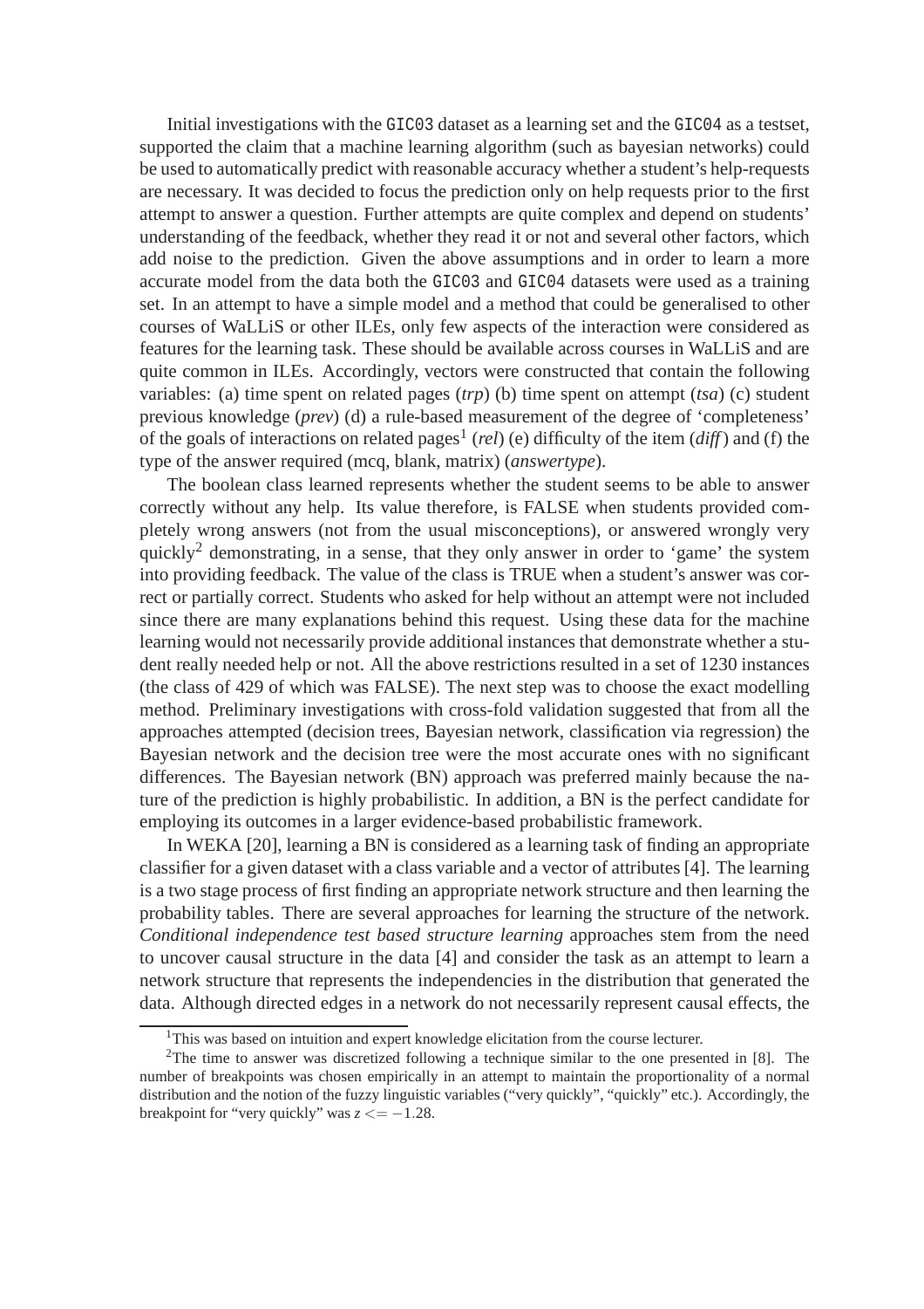Initial investigations with the `GIC03` dataset as a learning set and the `GIC04` as a testset, supported the claim that a machine learning algorithm (such as bayesian networks) could be used to automatically predict with reasonable accuracy whether a student's help-requests are necessary. It was decided to focus the prediction only on help requests prior to the first attempt to answer a question. Further attempts are quite complex and depend on students' understanding of the feedback, whether they read it or not and several other factors, which add noise to the prediction. Given the above assumptions and in order to learn a more accurate model from the data both the `GIC03` and `GIC04` datasets were used as a training set. In an attempt to have a simple model and a method that could be generalised to other courses of WaLLiS or other ILEs, only few aspects of the interaction were considered as features for the learning task. These should be available across courses in WaLLiS and are quite common in ILEs. Accordingly, vectors were constructed that contain the following variables: (a) time spent on related pages (*trp*) (b) time spent on attempt (*tsa*) (c) student previous knowledge (*prev*) (d) a rule-based measurement of the degree of 'completeness' of the goals of interactions on related pages[1] (*rel*) (e) difficulty of the item (*diff*) and (f) the type of the answer required (mcq, blank, matrix) (*answertype*).

The boolean class learned represents whether the student seems to be able to answer correctly without any help. Its value therefore, is FALSE when students provided completely wrong answers (not from the usual misconceptions), or answered wrongly very quickly[2] demonstrating, in a sense, that they only answer in order to 'game' the system into providing feedback. The value of the class is TRUE when a student's answer was correct or partially correct. Students who asked for help without an attempt were not included since there are many explanations behind this request. Using these data for the machine learning would not necessarily provide additional instances that demonstrate whether a student really needed help or not. All the above restrictions resulted in a set of 1230 instances (the class of 429 of which was FALSE). The next step was to choose the exact modelling method. Preliminary investigations with cross-fold validation suggested that from all the approaches attempted (decision trees, Bayesian network, classification via regression) the Bayesian network and the decision tree were the most accurate ones with no significant differences. The Bayesian network (BN) approach was preferred mainly because the nature of the prediction is highly probabilistic. In addition, a BN is the perfect candidate for employing its outcomes in a larger evidence-based probabilistic framework.

In WEKA [20], learning a BN is considered as a learning task of finding an appropriate classifier for a given dataset with a class variable and a vector of attributes [4]. The learning is a two stage process of first finding an appropriate network structure and then learning the probability tables. There are several approaches for learning the structure of the network. *Conditional independence test based structure learning* approaches stem from the need to uncover causal structure in the data [4] and consider the task as an attempt to learn a network structure that represents the independencies in the distribution that generated the data. Although directed edges in a network do not necessarily represent causal effects, the

---

[1] This was based on intuition and expert knowledge elicitation from the course lecturer.

[2] The time to answer was discretized following a technique similar to the one presented in [8]. The number of breakpoints was chosen empirically in an attempt to maintain the proportionality of a normal distribution and the notion of the fuzzy linguistic variables ("very quickly", "quickly" etc.). Accordingly, the breakpoint for "very quickly" was $z <= -1.28$.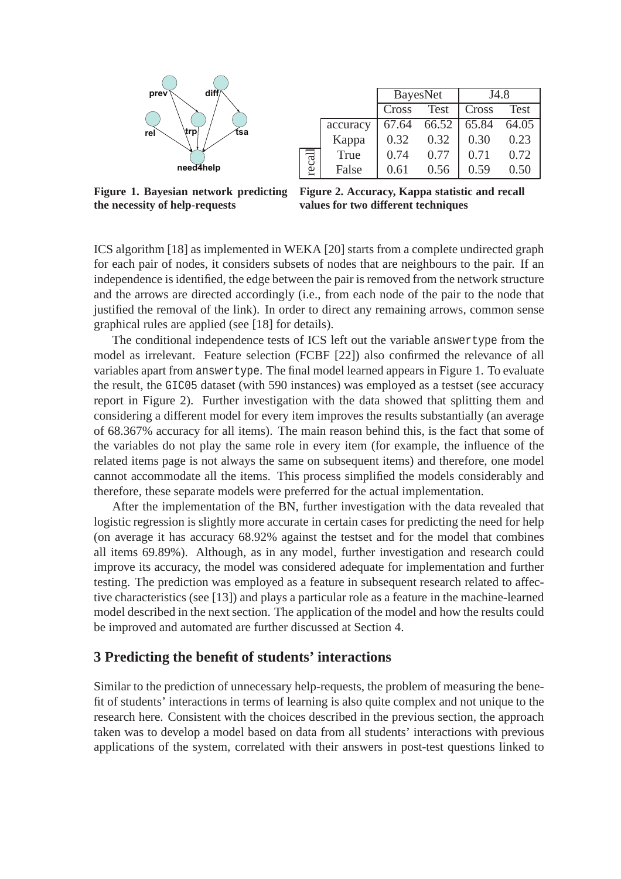| | | BayesNet | | J4.8 | |
|---|---|---|---|---|---|
| | | Cross | Test | Cross | Test |
| | accuracy | 67.64 | 66.52 | 65.84 | 64.05 |
| | Kappa | 0.32 | 0.32 | 0.30 | 0.23 |
| recall | True | 0.74 | 0.77 | 0.71 | 0.72 |
| | False | 0.61 | 0.56 | 0.59 | 0.50 |

**Figure 1. Bayesian network predicting the necessity of help-requests**

**Figure 2. Accuracy, Kappa statistic and recall values for two different techniques**

ICS algorithm [18] as implemented in WEKA [20] starts from a complete undirected graph for each pair of nodes, it considers subsets of nodes that are neighbours to the pair. If an independence is identified, the edge between the pair is removed from the network structure and the arrows are directed accordingly (i.e., from each node of the pair to the node that justified the removal of the link). In order to direct any remaining arrows, common sense graphical rules are applied (see [18] for details).

The conditional independence tests of ICS left out the variable `answertype` from the model as irrelevant. Feature selection (FCBF [22]) also confirmed the relevance of all variables apart from `answertype`. The final model learned appears in Figure 1. To evaluate the result, the `GIC05` dataset (with 590 instances) was employed as a testset (see accuracy report in Figure 2). Further investigation with the data showed that splitting them and considering a different model for every item improves the results substantially (an average of 68.367% accuracy for all items). The main reason behind this, is the fact that some of the variables do not play the same role in every item (for example, the influence of the related items page is not always the same on subsequent items) and therefore, one model cannot accommodate all the items. This process simplified the models considerably and therefore, these separate models were preferred for the actual implementation.

After the implementation of the BN, further investigation with the data revealed that logistic regression is slightly more accurate in certain cases for predicting the need for help (on average it has accuracy 68.92% against the testset and for the model that combines all items 69.89%). Although, as in any model, further investigation and research could improve its accuracy, the model was considered adequate for implementation and further testing. The prediction was employed as a feature in subsequent research related to affective characteristics (see [13]) and plays a particular role as a feature in the machine-learned model described in the next section. The application of the model and how the results could be improved and automated are further discussed at Section 4.

## 3 Predicting the benefit of students' interactions

Similar to the prediction of unnecessary help-requests, the problem of measuring the benefit of students' interactions in terms of learning is also quite complex and not unique to the research here. Consistent with the choices described in the previous section, the approach taken was to develop a model based on data from all students' interactions with previous applications of the system, correlated with their answers in post-test questions linked to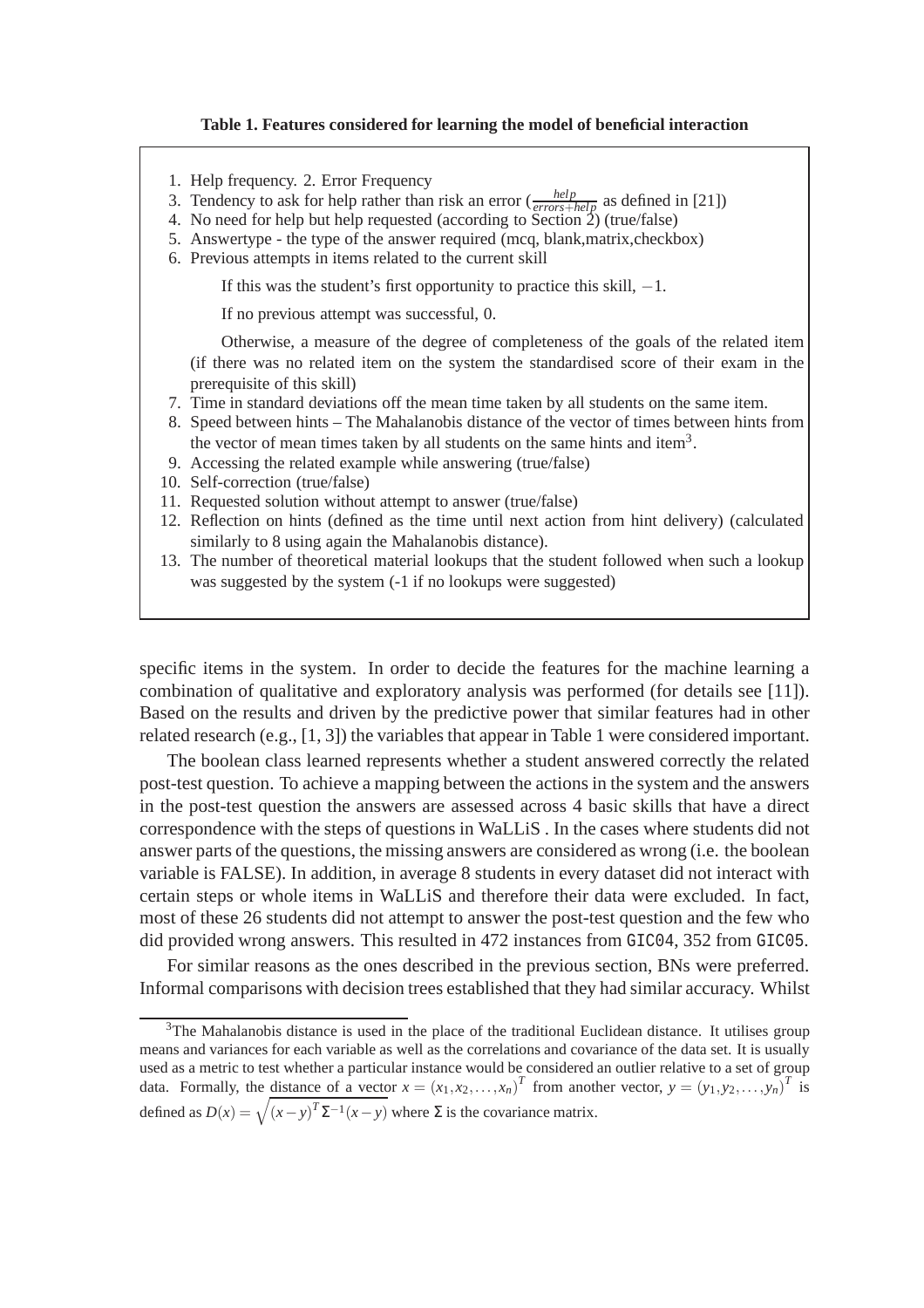**Table 1. Features considered for learning the model of beneficial interaction**

1. Help frequency. 2. Error Frequency
3. Tendency to ask for help rather than risk an error ($\frac{help}{errors+help}$ as defined in [21])
4. No need for help but help requested (according to Section 2) (true/false)
5. Answertype - the type of the answer required (mcq, blank,matrix,checkbox)
6. Previous attempts in items related to the current skill

   If this was the student's first opportunity to practice this skill, $-1$.

   If no previous attempt was successful, 0.

   Otherwise, a measure of the degree of completeness of the goals of the related item (if there was no related item on the system the standardised score of their exam in the prerequisite of this skill)
7. Time in standard deviations off the mean time taken by all students on the same item.
8. Speed between hints – The Mahalanobis distance of the vector of times between hints from the vector of mean times taken by all students on the same hints and item[3].
9. Accessing the related example while answering (true/false)
10. Self-correction (true/false)
11. Requested solution without attempt to answer (true/false)
12. Reflection on hints (defined as the time until next action from hint delivery) (calculated similarly to 8 using again the Mahalanobis distance).
13. The number of theoretical material lookups that the student followed when such a lookup was suggested by the system (-1 if no lookups were suggested)

specific items in the system. In order to decide the features for the machine learning a combination of qualitative and exploratory analysis was performed (for details see [11]). Based on the results and driven by the predictive power that similar features had in other related research (e.g., [1, 3]) the variables that appear in Table 1 were considered important.

The boolean class learned represents whether a student answered correctly the related post-test question. To achieve a mapping between the actions in the system and the answers in the post-test question the answers are assessed across 4 basic skills that have a direct correspondence with the steps of questions in WaLLiS . In the cases where students did not answer parts of the questions, the missing answers are considered as wrong (i.e. the boolean variable is FALSE). In addition, in average 8 students in every dataset did not interact with certain steps or whole items in WaLLiS and therefore their data were excluded. In fact, most of these 26 students did not attempt to answer the post-test question and the few who did provided wrong answers. This resulted in 472 instances from `GIC04`, 352 from `GIC05`.

For similar reasons as the ones described in the previous section, BNs were preferred. Informal comparisons with decision trees established that they had similar accuracy. Whilst

[3] The Mahalanobis distance is used in the place of the traditional Euclidean distance. It utilises group means and variances for each variable as well as the correlations and covariance of the data set. It is usually used as a metric to test whether a particular instance would be considered an outlier relative to a set of group data. Formally, the distance of a vector $x = (x_1, x_2, \ldots, x_n)^T$ from another vector, $y = (y_1, y_2, \ldots, y_n)^T$ is defined as $D(x) = \sqrt{(x-y)^T \Sigma^{-1}(x-y)}$ where $\Sigma$ is the covariance matrix.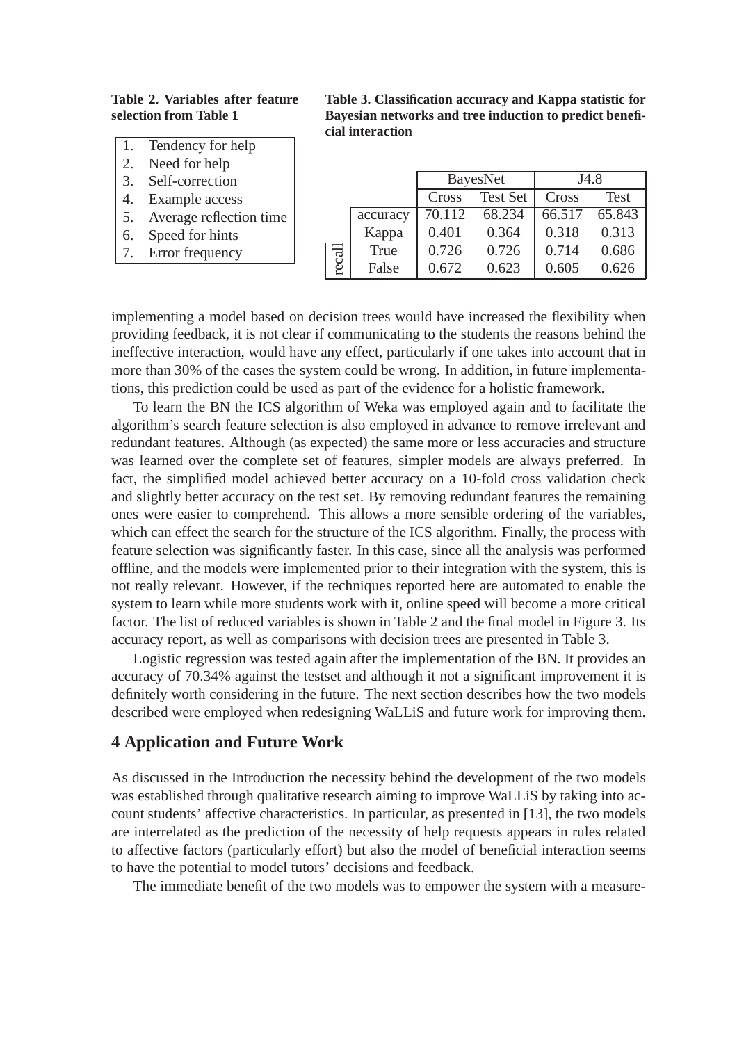**Table 2. Variables after feature selection from Table 1**

1. Tendency for help
2. Need for help
3. Self-correction
4. Example access
5. Average reflection time
6. Speed for hints
7. Error frequency

**Table 3. Classification accuracy and Kappa statistic for Bayesian networks and tree induction to predict beneficial interaction**

| | | BayesNet | | J4.8 | |
|---|---|---|---|---|---|
| | | Cross | Test Set | Cross | Test |
| | accuracy | 70.112 | 68.234 | 66.517 | 65.843 |
| | Kappa | 0.401 | 0.364 | 0.318 | 0.313 |
| recall | True | 0.726 | 0.726 | 0.714 | 0.686 |
| | False | 0.672 | 0.623 | 0.605 | 0.626 |

implementing a model based on decision trees would have increased the flexibility when providing feedback, it is not clear if communicating to the students the reasons behind the ineffective interaction, would have any effect, particularly if one takes into account that in more than 30% of the cases the system could be wrong. In addition, in future implementations, this prediction could be used as part of the evidence for a holistic framework.

To learn the BN the ICS algorithm of Weka was employed again and to facilitate the algorithm's search feature selection is also employed in advance to remove irrelevant and redundant features. Although (as expected) the same more or less accuracies and structure was learned over the complete set of features, simpler models are always preferred. In fact, the simplified model achieved better accuracy on a 10-fold cross validation check and slightly better accuracy on the test set. By removing redundant features the remaining ones were easier to comprehend. This allows a more sensible ordering of the variables, which can effect the search for the structure of the ICS algorithm. Finally, the process with feature selection was significantly faster. In this case, since all the analysis was performed offline, and the models were implemented prior to their integration with the system, this is not really relevant. However, if the techniques reported here are automated to enable the system to learn while more students work with it, online speed will become a more critical factor. The list of reduced variables is shown in Table 2 and the final model in Figure 3. Its accuracy report, as well as comparisons with decision trees are presented in Table 3.

Logistic regression was tested again after the implementation of the BN. It provides an accuracy of 70.34% against the testset and although it not a significant improvement it is definitely worth considering in the future. The next section describes how the two models described were employed when redesigning WaLLiS and future work for improving them.

## 4 Application and Future Work

As discussed in the Introduction the necessity behind the development of the two models was established through qualitative research aiming to improve WaLLiS by taking into account students' affective characteristics. In particular, as presented in [13], the two models are interrelated as the prediction of the necessity of help requests appears in rules related to affective factors (particularly effort) but also the model of beneficial interaction seems to have the potential to model tutors' decisions and feedback.

The immediate benefit of the two models was to empower the system with a measure-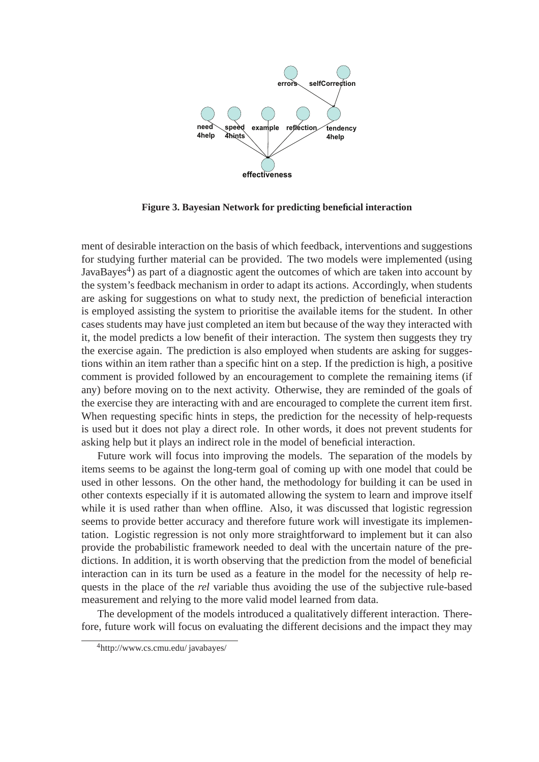**Figure 3. Bayesian Network for predicting beneficial interaction**

ment of desirable interaction on the basis of which feedback, interventions and suggestions for studying further material can be provided. The two models were implemented (using JavaBayes[4]) as part of a diagnostic agent the outcomes of which are taken into account by the system's feedback mechanism in order to adapt its actions. Accordingly, when students are asking for suggestions on what to study next, the prediction of beneficial interaction is employed assisting the system to prioritise the available items for the student. In other cases students may have just completed an item but because of the way they interacted with it, the model predicts a low benefit of their interaction. The system then suggests they try the exercise again. The prediction is also employed when students are asking for suggestions within an item rather than a specific hint on a step. If the prediction is high, a positive comment is provided followed by an encouragement to complete the remaining items (if any) before moving on to the next activity. Otherwise, they are reminded of the goals of the exercise they are interacting with and are encouraged to complete the current item first. When requesting specific hints in steps, the prediction for the necessity of help-requests is used but it does not play a direct role. In other words, it does not prevent students for asking help but it plays an indirect role in the model of beneficial interaction.

Future work will focus into improving the models. The separation of the models by items seems to be against the long-term goal of coming up with one model that could be used in other lessons. On the other hand, the methodology for building it can be used in other contexts especially if it is automated allowing the system to learn and improve itself while it is used rather than when offline. Also, it was discussed that logistic regression seems to provide better accuracy and therefore future work will investigate its implementation. Logistic regression is not only more straightforward to implement but it can also provide the probabilistic framework needed to deal with the uncertain nature of the predictions. In addition, it is worth observing that the prediction from the model of beneficial interaction can in its turn be used as a feature in the model for the necessity of help requests in the place of the *rel* variable thus avoiding the use of the subjective rule-based measurement and relying to the more valid model learned from data.

The development of the models introduced a qualitatively different interaction. Therefore, future work will focus on evaluating the different decisions and the impact they may

[4]http://www.cs.cmu.edu/ javabayes/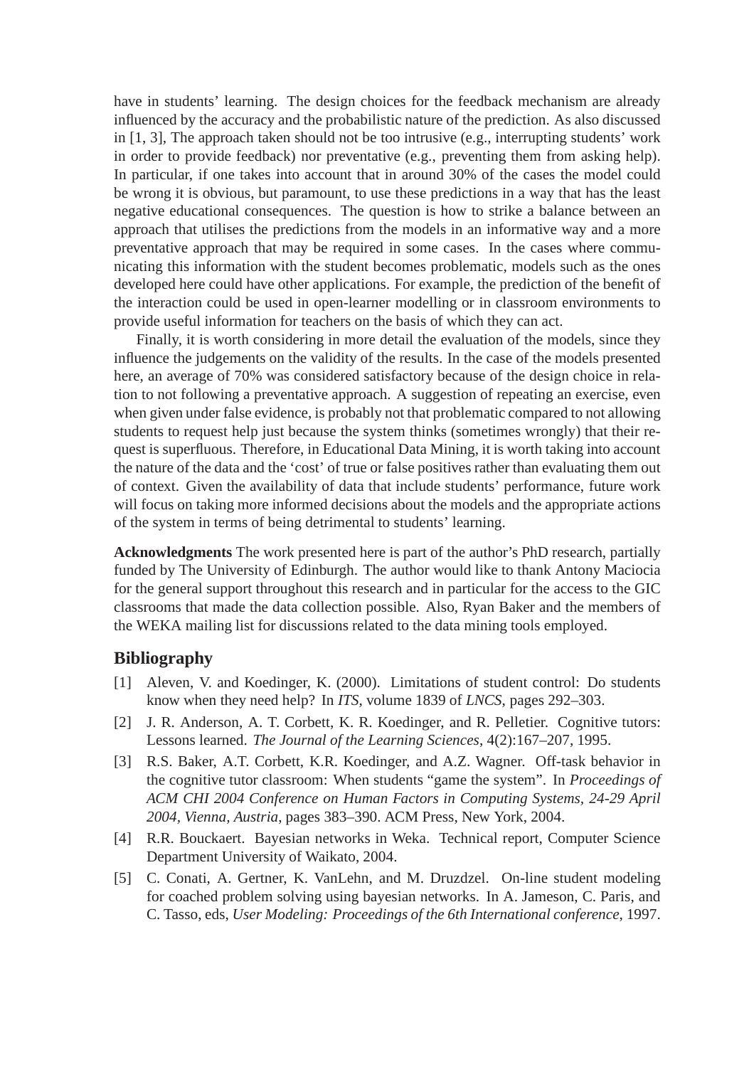have in students' learning. The design choices for the feedback mechanism are already influenced by the accuracy and the probabilistic nature of the prediction. As also discussed in [1, 3], The approach taken should not be too intrusive (e.g., interrupting students' work in order to provide feedback) nor preventative (e.g., preventing them from asking help). In particular, if one takes into account that in around 30% of the cases the model could be wrong it is obvious, but paramount, to use these predictions in a way that has the least negative educational consequences. The question is how to strike a balance between an approach that utilises the predictions from the models in an informative way and a more preventative approach that may be required in some cases. In the cases where communicating this information with the student becomes problematic, models such as the ones developed here could have other applications. For example, the prediction of the benefit of the interaction could be used in open-learner modelling or in classroom environments to provide useful information for teachers on the basis of which they can act.

Finally, it is worth considering in more detail the evaluation of the models, since they influence the judgements on the validity of the results. In the case of the models presented here, an average of 70% was considered satisfactory because of the design choice in relation to not following a preventative approach. A suggestion of repeating an exercise, even when given under false evidence, is probably not that problematic compared to not allowing students to request help just because the system thinks (sometimes wrongly) that their request is superfluous. Therefore, in Educational Data Mining, it is worth taking into account the nature of the data and the 'cost' of true or false positives rather than evaluating them out of context. Given the availability of data that include students' performance, future work will focus on taking more informed decisions about the models and the appropriate actions of the system in terms of being detrimental to students' learning.

**Acknowledgments** The work presented here is part of the author's PhD research, partially funded by The University of Edinburgh. The author would like to thank Antony Maciocia for the general support throughout this research and in particular for the access to the GIC classrooms that made the data collection possible. Also, Ryan Baker and the members of the WEKA mailing list for discussions related to the data mining tools employed.

## Bibliography

[1] Aleven, V. and Koedinger, K. (2000). Limitations of student control: Do students know when they need help? In *ITS*, volume 1839 of *LNCS*, pages 292–303.

[2] J. R. Anderson, A. T. Corbett, K. R. Koedinger, and R. Pelletier. Cognitive tutors: Lessons learned. *The Journal of the Learning Sciences*, 4(2):167–207, 1995.

[3] R.S. Baker, A.T. Corbett, K.R. Koedinger, and A.Z. Wagner. Off-task behavior in the cognitive tutor classroom: When students "game the system". In *Proceedings of ACM CHI 2004 Conference on Human Factors in Computing Systems, 24-29 April 2004, Vienna, Austria*, pages 383–390. ACM Press, New York, 2004.

[4] R.R. Bouckaert. Bayesian networks in Weka. Technical report, Computer Science Department University of Waikato, 2004.

[5] C. Conati, A. Gertner, K. VanLehn, and M. Druzdzel. On-line student modeling for coached problem solving using bayesian networks. In A. Jameson, C. Paris, and C. Tasso, eds, *User Modeling: Proceedings of the 6th International conference*, 1997.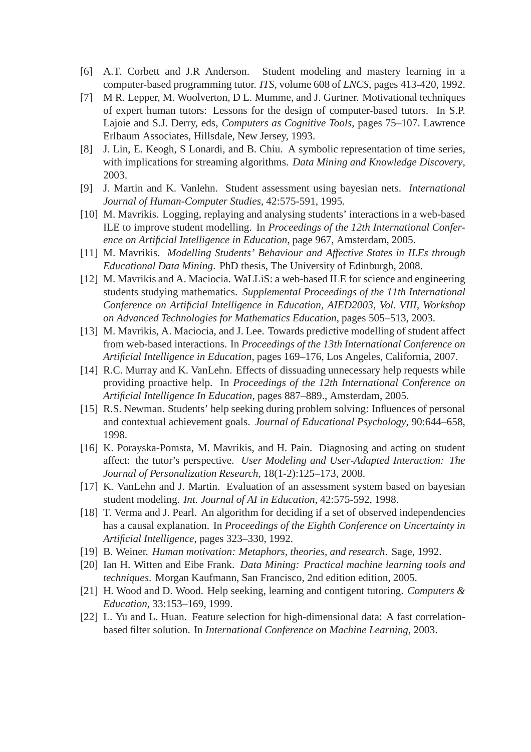[6] A.T. Corbett and J.R Anderson. Student modeling and mastery learning in a computer-based programming tutor. *ITS*, volume 608 of *LNCS*, pages 413-420, 1992.

[7] M R. Lepper, M. Woolverton, D L. Mumme, and J. Gurtner. Motivational techniques of expert human tutors: Lessons for the design of computer-based tutors. In S.P. Lajoie and S.J. Derry, eds, *Computers as Cognitive Tools*, pages 75–107. Lawrence Erlbaum Associates, Hillsdale, New Jersey, 1993.

[8] J. Lin, E. Keogh, S Lonardi, and B. Chiu. A symbolic representation of time series, with implications for streaming algorithms. *Data Mining and Knowledge Discovery*, 2003.

[9] J. Martin and K. Vanlehn. Student assessment using bayesian nets. *International Journal of Human-Computer Studies*, 42:575-591, 1995.

[10] M. Mavrikis. Logging, replaying and analysing students' interactions in a web-based ILE to improve student modelling. In *Proceedings of the 12th International Conference on Artificial Intelligence in Education*, page 967, Amsterdam, 2005.

[11] M. Mavrikis. *Modelling Students' Behaviour and Affective States in ILEs through Educational Data Mining*. PhD thesis, The University of Edinburgh, 2008.

[12] M. Mavrikis and A. Maciocia. WaLLiS: a web-based ILE for science and engineering students studying mathematics. *Supplemental Proceedings of the 11th International Conference on Artificial Intelligence in Education, AIED2003, Vol. VIII, Workshop on Advanced Technologies for Mathematics Education*, pages 505–513, 2003.

[13] M. Mavrikis, A. Maciocia, and J. Lee. Towards predictive modelling of student affect from web-based interactions. In *Proceedings of the 13th International Conference on Artificial Intelligence in Education*, pages 169–176, Los Angeles, California, 2007.

[14] R.C. Murray and K. VanLehn. Effects of dissuading unnecessary help requests while providing proactive help. In *Proceedings of the 12th International Conference on Artificial Intelligence In Education*, pages 887–889., Amsterdam, 2005.

[15] R.S. Newman. Students' help seeking during problem solving: Influences of personal and contextual achievement goals. *Journal of Educational Psychology*, 90:644–658, 1998.

[16] K. Porayska-Pomsta, M. Mavrikis, and H. Pain. Diagnosing and acting on student affect: the tutor's perspective. *User Modeling and User-Adapted Interaction: The Journal of Personalization Research*, 18(1-2):125–173, 2008.

[17] K. VanLehn and J. Martin. Evaluation of an assessment system based on bayesian student modeling. *Int. Journal of AI in Education*, 42:575-592, 1998.

[18] T. Verma and J. Pearl. An algorithm for deciding if a set of observed independencies has a causal explanation. In *Proceedings of the Eighth Conference on Uncertainty in Artificial Intelligence*, pages 323–330, 1992.

[19] B. Weiner. *Human motivation: Metaphors, theories, and research*. Sage, 1992.

[20] Ian H. Witten and Eibe Frank. *Data Mining: Practical machine learning tools and techniques*. Morgan Kaufmann, San Francisco, 2nd edition edition, 2005.

[21] H. Wood and D. Wood. Help seeking, learning and contigent tutoring. *Computers & Education*, 33:153–169, 1999.

[22] L. Yu and L. Huan. Feature selection for high-dimensional data: A fast correlation-based filter solution. In *International Conference on Machine Learning*, 2003.